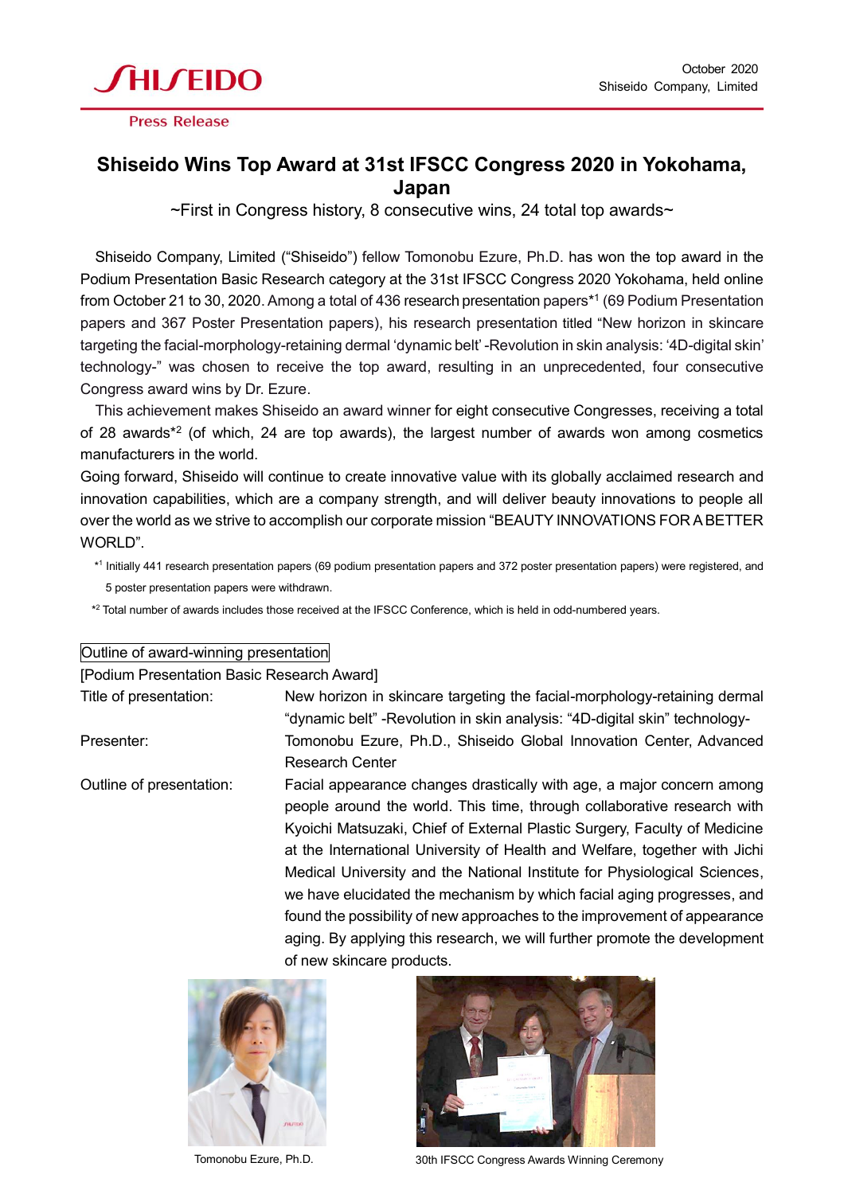SHISEIDO

Press Release

October 2020
Shiseido Company, Limited

# Shiseido Wins Top Award at 31st IFSCC Congress 2020 in Yokohama, Japan

~First in Congress history, 8 consecutive wins, 24 total top awards~

Shiseido Company, Limited ("Shiseido") fellow Tomonobu Ezure, Ph.D. has won the top award in the Podium Presentation Basic Research category at the 31st IFSCC Congress 2020 Yokohama, held online from October 21 to 30, 2020. Among a total of 436 research presentation papers*[1] (69 Podium Presentation papers and 367 Poster Presentation papers), his research presentation titled "New horizon in skincare targeting the facial-morphology-retaining dermal 'dynamic belt' -Revolution in skin analysis: '4D-digital skin' technology-" was chosen to receive the top award, resulting in an unprecedented, four consecutive Congress award wins by Dr. Ezure.

This achievement makes Shiseido an award winner for eight consecutive Congresses, receiving a total of 28 awards*[2] (of which, 24 are top awards), the largest number of awards won among cosmetics manufacturers in the world.

Going forward, Shiseido will continue to create innovative value with its globally acclaimed research and innovation capabilities, which are a company strength, and will deliver beauty innovations to people all over the world as we strive to accomplish our corporate mission "BEAUTY INNOVATIONS FOR A BETTER WORLD".

*[1] Initially 441 research presentation papers (69 podium presentation papers and 372 poster presentation papers) were registered, and 5 poster presentation papers were withdrawn.

*[2] Total number of awards includes those received at the IFSCC Conference, which is held in odd-numbered years.

## Outline of award-winning presentation

[Podium Presentation Basic Research Award]

| | |
|---|---|
| Title of presentation: | New horizon in skincare targeting the facial-morphology-retaining dermal "dynamic belt" -Revolution in skin analysis: "4D-digital skin" technology- |
| Presenter: | Tomonobu Ezure, Ph.D., Shiseido Global Innovation Center, Advanced Research Center |
| Outline of presentation: | Facial appearance changes drastically with age, a major concern among people around the world. This time, through collaborative research with Kyoichi Matsuzaki, Chief of External Plastic Surgery, Faculty of Medicine at the International University of Health and Welfare, together with Jichi Medical University and the National Institute for Physiological Sciences, we have elucidated the mechanism by which facial aging progresses, and found the possibility of new approaches to the improvement of appearance aging. By applying this research, we will further promote the development of new skincare products. |

Tomonobu Ezure, Ph.D.

30th IFSCC Congress Awards Winning Ceremony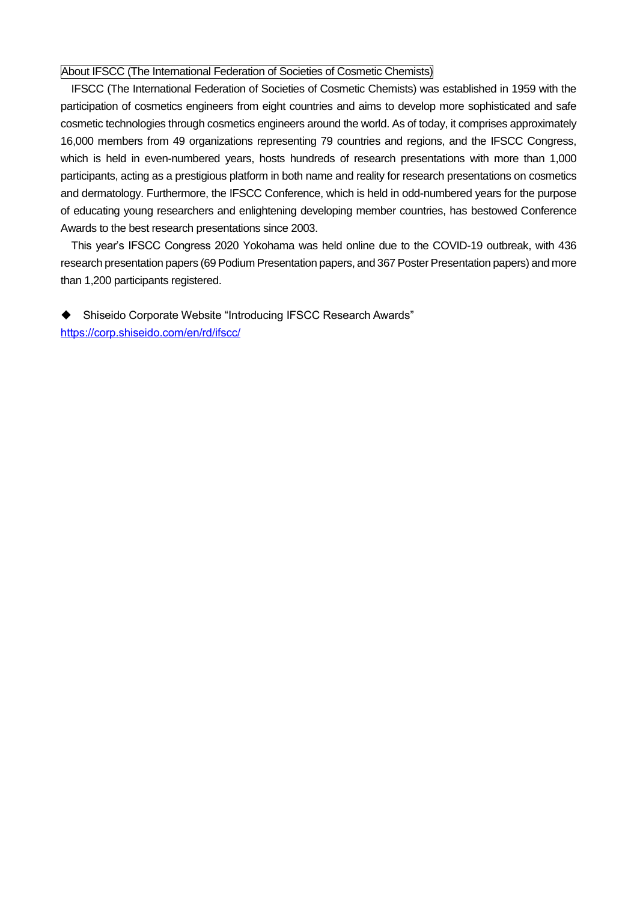## About IFSCC (The International Federation of Societies of Cosmetic Chemists)

IFSCC (The International Federation of Societies of Cosmetic Chemists) was established in 1959 with the participation of cosmetics engineers from eight countries and aims to develop more sophisticated and safe cosmetic technologies through cosmetics engineers around the world. As of today, it comprises approximately 16,000 members from 49 organizations representing 79 countries and regions, and the IFSCC Congress, which is held in even-numbered years, hosts hundreds of research presentations with more than 1,000 participants, acting as a prestigious platform in both name and reality for research presentations on cosmetics and dermatology. Furthermore, the IFSCC Conference, which is held in odd-numbered years for the purpose of educating young researchers and enlightening developing member countries, has bestowed Conference Awards to the best research presentations since 2003.

This year's IFSCC Congress 2020 Yokohama was held online due to the COVID-19 outbreak, with 436 research presentation papers (69 Podium Presentation papers, and 367 Poster Presentation papers) and more than 1,200 participants registered.

◆ Shiseido Corporate Website "Introducing IFSCC Research Awards"
https://corp.shiseido.com/en/rd/ifscc/